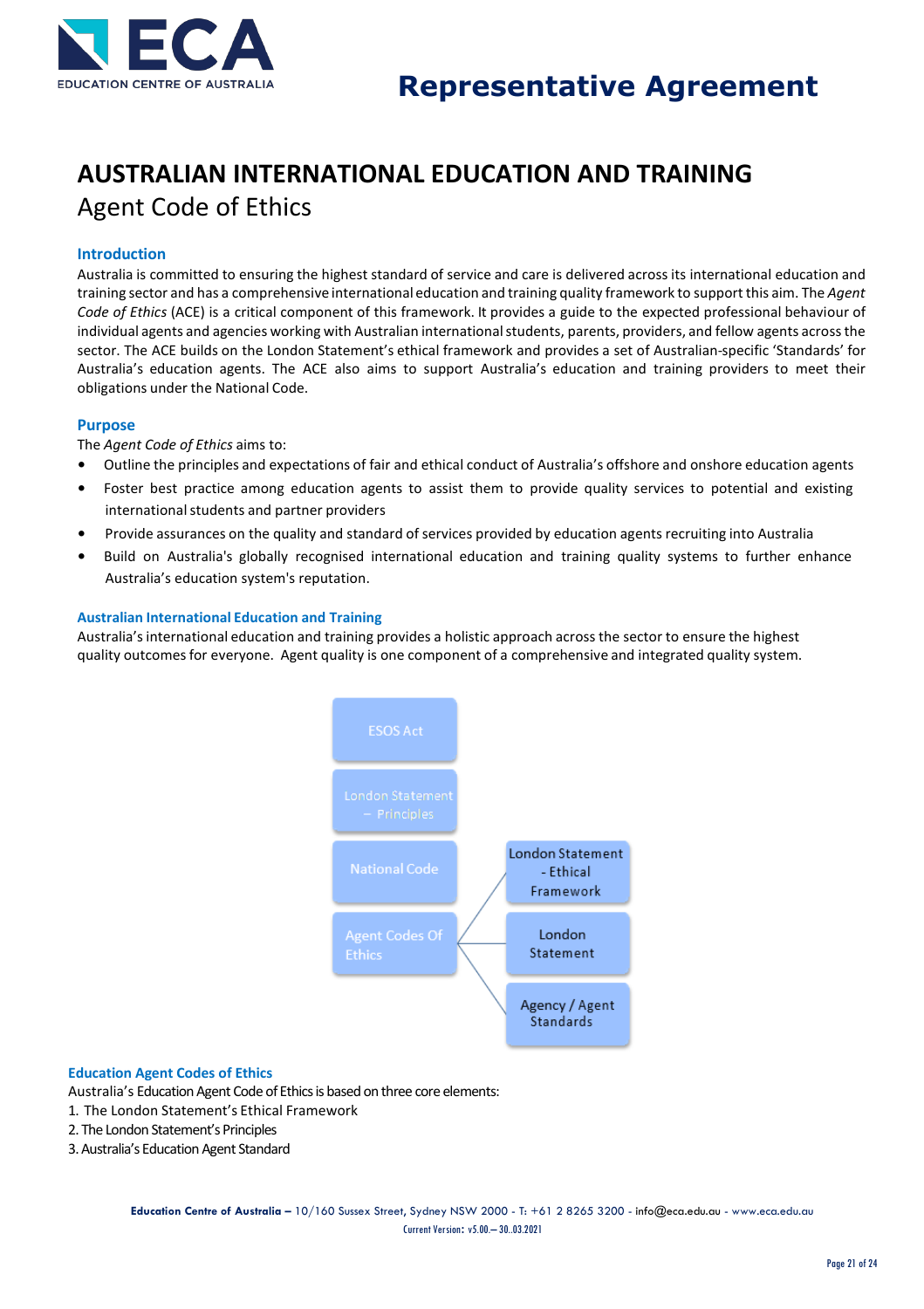# Representative Agreement

# AUSTRALIAN INTERNATIONAL EDUCATION AND TRAINING

## Agent Code of Ethics

### Introduction

Australia is committed to ensuring the highest standard of service and care is delivered across its international education and training sector and has a comprehensive international education and training quality framework to support this aim. The *Agent Code of Ethics* (ACE) is a critical component of this framework. It provides a guide to the expected professional behaviour of individual agents and agencies working with Australian international students, parents, providers, and fellow agents across the sector. The ACE builds on the London Statement's ethical framework and provides a set of Australian-specific 'Standards' for Australia's education agents. The ACE also aims to support Australia's education and training providers to meet their obligations under the National Code.

### Purpose

The *Agent Code of Ethics* aims to:

- Outline the principles and expectations of fair and ethical conduct of Australia's offshore and onshore education agents
- Foster best practice among education agents to assist them to provide quality services to potential and existing international students and partner providers
- Provide assurances on the quality and standard of services provided by education agents recruiting into Australia
- Build on Australia's globally recognised international education and training quality systems to further enhance Australia's education system's reputation.

### Australian International Education and Training

Australia's international education and training provides a holistic approach across the sector to ensure the highest quality outcomes for everyone. Agent quality is one component of a comprehensive and integrated quality system.

- ESOS Act
- London Statement – Principles
- National Code
- Agent Codes Of Ethics
  - London Statement - Ethical Framework
  - London Statement
  - Agency / Agent Standards

### Education Agent Codes of Ethics

Australia's Education Agent Code of Ethics is based on three core elements:

1. The London Statement's Ethical Framework
2. The London Statement's Principles
3. Australia's Education Agent Standard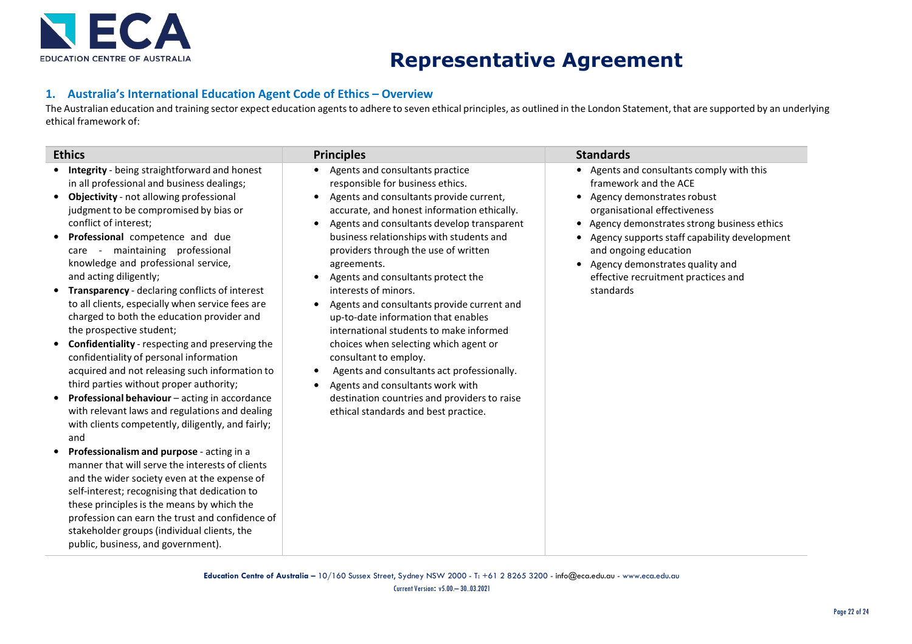# Representative Agreement

## 1. Australia's International Education Agent Code of Ethics – Overview

The Australian education and training sector expect education agents to adhere to seven ethical principles, as outlined in the London Statement, that are supported by an underlying ethical framework of:

| Ethics | Principles | Standards |
|---|---|---|
| • **Integrity** - being straightforward and honest in all professional and business dealings;<br>• **Objectivity** - not allowing professional judgment to be compromised by bias or conflict of interest;<br>• **Professional** competence and due care - maintaining professional knowledge and professional service, and acting diligently;<br>• **Transparency** - declaring conflicts of interest to all clients, especially when service fees are charged to both the education provider and the prospective student;<br>• **Confidentiality** - respecting and preserving the confidentiality of personal information acquired and not releasing such information to third parties without proper authority;<br>• **Professional behaviour** – acting in accordance with relevant laws and regulations and dealing with clients competently, diligently, and fairly; and<br>• **Professionalism and purpose** - acting in a manner that will serve the interests of clients and the wider society even at the expense of self-interest; recognising that dedication to these principles is the means by which the profession can earn the trust and confidence of stakeholder groups (individual clients, the public, business, and government). | • Agents and consultants practice responsible for business ethics.<br>• Agents and consultants provide current, accurate, and honest information ethically.<br>• Agents and consultants develop transparent business relationships with students and providers through the use of written agreements.<br>• Agents and consultants protect the interests of minors.<br>• Agents and consultants provide current and up-to-date information that enables international students to make informed choices when selecting which agent or consultant to employ.<br>• Agents and consultants act professionally.<br>• Agents and consultants work with destination countries and providers to raise ethical standards and best practice. | • Agents and consultants comply with this framework and the ACE<br>• Agency demonstrates robust organisational effectiveness<br>• Agency demonstrates strong business ethics<br>• Agency supports staff capability development and ongoing education<br>• Agency demonstrates quality and effective recruitment practices and standards |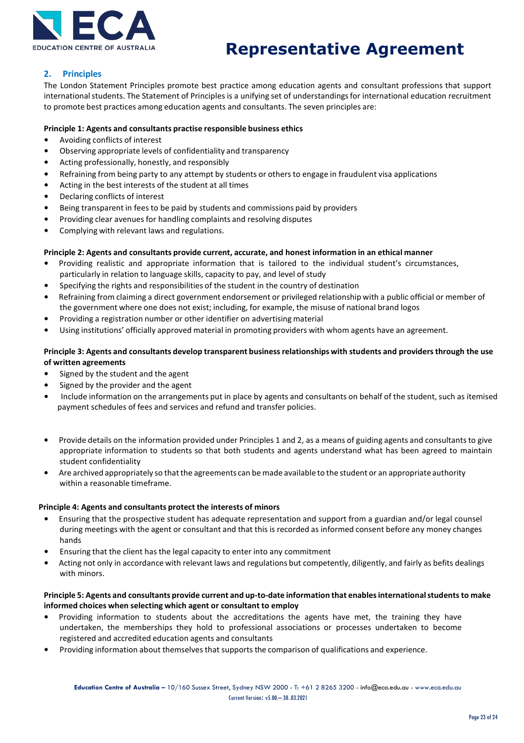## 2. Principles

The London Statement Principles promote best practice among education agents and consultant professions that support international students. The Statement of Principles is a unifying set of understandings for international education recruitment to promote best practices among education agents and consultants. The seven principles are:

**Principle 1: Agents and consultants practise responsible business ethics**

- Avoiding conflicts of interest
- Observing appropriate levels of confidentiality and transparency
- Acting professionally, honestly, and responsibly
- Refraining from being party to any attempt by students or others to engage in fraudulent visa applications
- Acting in the best interests of the student at all times
- Declaring conflicts of interest
- Being transparent in fees to be paid by students and commissions paid by providers
- Providing clear avenues for handling complaints and resolving disputes
- Complying with relevant laws and regulations.

**Principle 2: Agents and consultants provide current, accurate, and honest information in an ethical manner**

- Providing realistic and appropriate information that is tailored to the individual student's circumstances, particularly in relation to language skills, capacity to pay, and level of study
- Specifying the rights and responsibilities of the student in the country of destination
- Refraining from claiming a direct government endorsement or privileged relationship with a public official or member of the government where one does not exist; including, for example, the misuse of national brand logos
- Providing a registration number or other identifier on advertising material
- Using institutions' officially approved material in promoting providers with whom agents have an agreement.

**Principle 3: Agents and consultants develop transparent business relationships with students and providers through the use of written agreements**

- Signed by the student and the agent
- Signed by the provider and the agent
- Include information on the arrangements put in place by agents and consultants on behalf of the student, such as itemised payment schedules of fees and services and refund and transfer policies.

- Provide details on the information provided under Principles 1 and 2, as a means of guiding agents and consultants to give appropriate information to students so that both students and agents understand what has been agreed to maintain student confidentiality
- Are archived appropriately so that the agreements can be made available to the student or an appropriate authority within a reasonable timeframe.

**Principle 4: Agents and consultants protect the interests of minors**

- Ensuring that the prospective student has adequate representation and support from a guardian and/or legal counsel during meetings with the agent or consultant and that this is recorded as informed consent before any money changes hands
- Ensuring that the client has the legal capacity to enter into any commitment
- Acting not only in accordance with relevant laws and regulations but competently, diligently, and fairly as befits dealings with minors.

**Principle 5: Agents and consultants provide current and up-to-date information that enables international students to make informed choices when selecting which agent or consultant to employ**

- Providing information to students about the accreditations the agents have met, the training they have undertaken, the memberships they hold to professional associations or processes undertaken to become registered and accredited education agents and consultants
- Providing information about themselves that supports the comparison of qualifications and experience.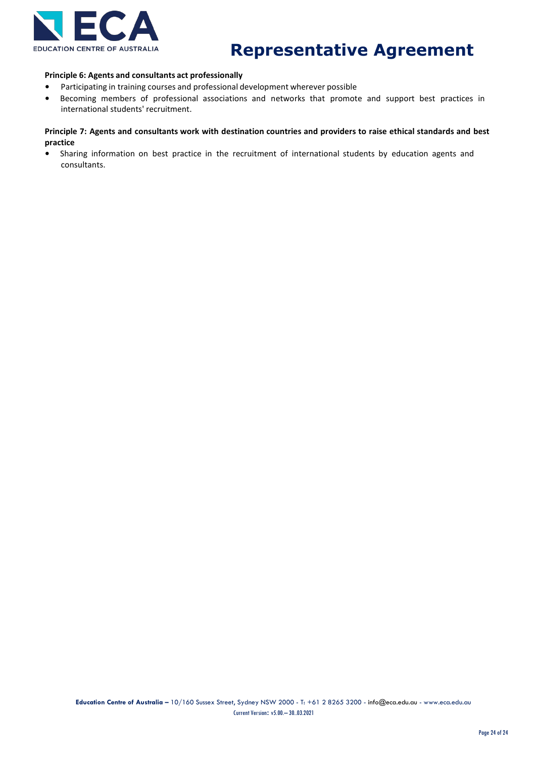**Principle 6: Agents and consultants act professionally**

- Participating in training courses and professional development wherever possible
- Becoming members of professional associations and networks that promote and support best practices in international students' recruitment.

**Principle 7: Agents and consultants work with destination countries and providers to raise ethical standards and best practice**

- Sharing information on best practice in the recruitment of international students by education agents and consultants.